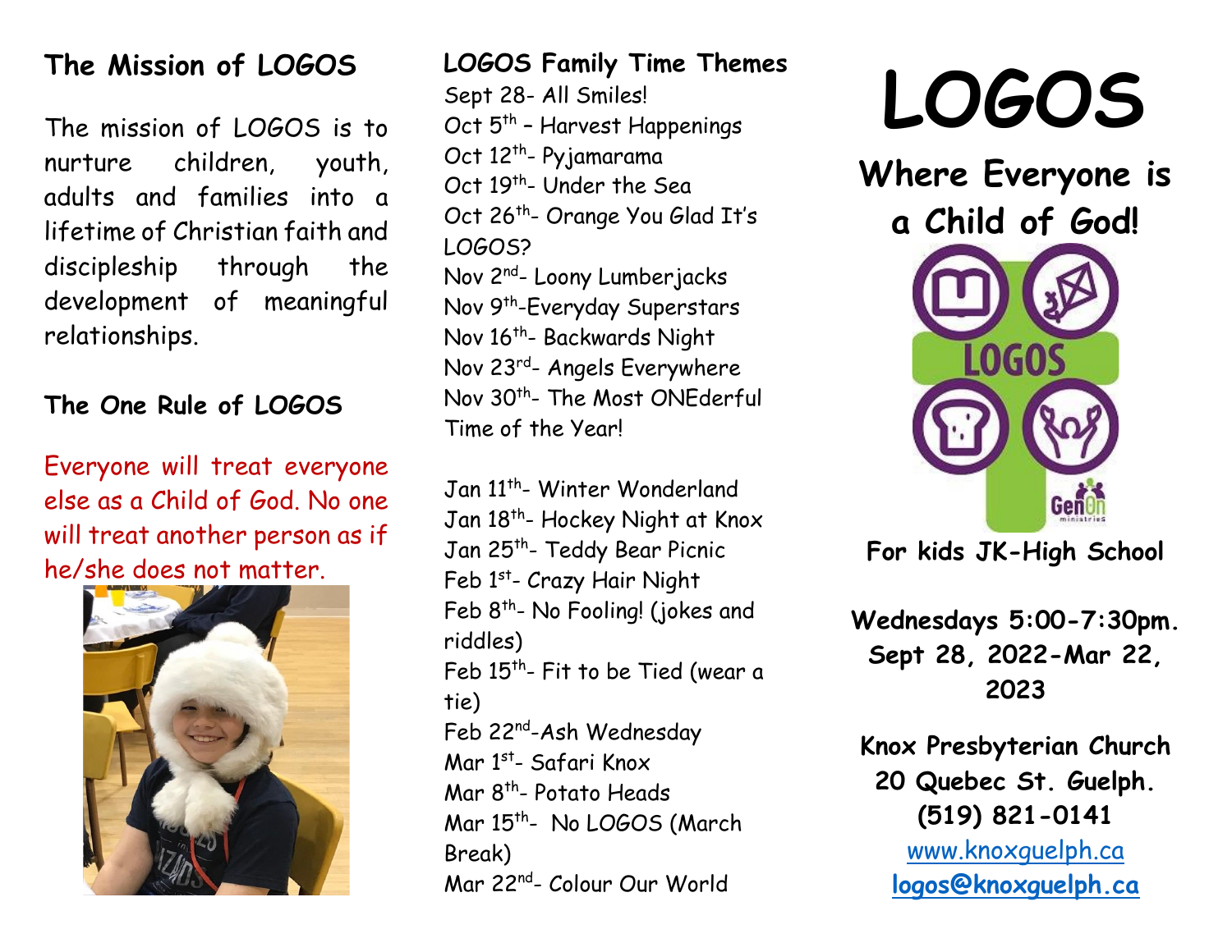## The Mission of LOGOS

The mission of LOGOS is to nurture children, youth, adults and families into a lifetime of Christian faith and discipleship through the development of meaningful relationships.

## The One Rule of LOGOS

Everyone will treat everyone else as a Child of God. No one will treat another person as if he/she does not matter.

## LOGOS Family Time Themes

Sept 28- All Smiles!
Oct 5th – Harvest Happenings
Oct 12th- Pyjamarama
Oct 19th- Under the Sea
Oct 26th- Orange You Glad It's LOGOS?
Nov 2nd- Loony Lumberjacks
Nov 9th-Everyday Superstars
Nov 16th- Backwards Night
Nov 23rd- Angels Everywhere
Nov 30th- The Most ONEderful Time of the Year!

Jan 11th- Winter Wonderland
Jan 18th- Hockey Night at Knox
Jan 25th- Teddy Bear Picnic
Feb 1st- Crazy Hair Night
Feb 8th- No Fooling! (jokes and riddles)
Feb 15th- Fit to be Tied (wear a tie)
Feb 22nd-Ash Wednesday
Mar 1st- Safari Knox
Mar 8th- Potato Heads
Mar 15th- No LOGOS (March Break)
Mar 22nd- Colour Our World

# LOGOS

## Where Everyone is a Child of God!

**For kids JK-High School**

**Wednesdays 5:00-7:30pm. Sept 28, 2022-Mar 22, 2023**

**Knox Presbyterian Church**
**20 Quebec St. Guelph.**
**(519) 821-0141**
www.knoxguelph.ca
**logos@knoxguelph.ca**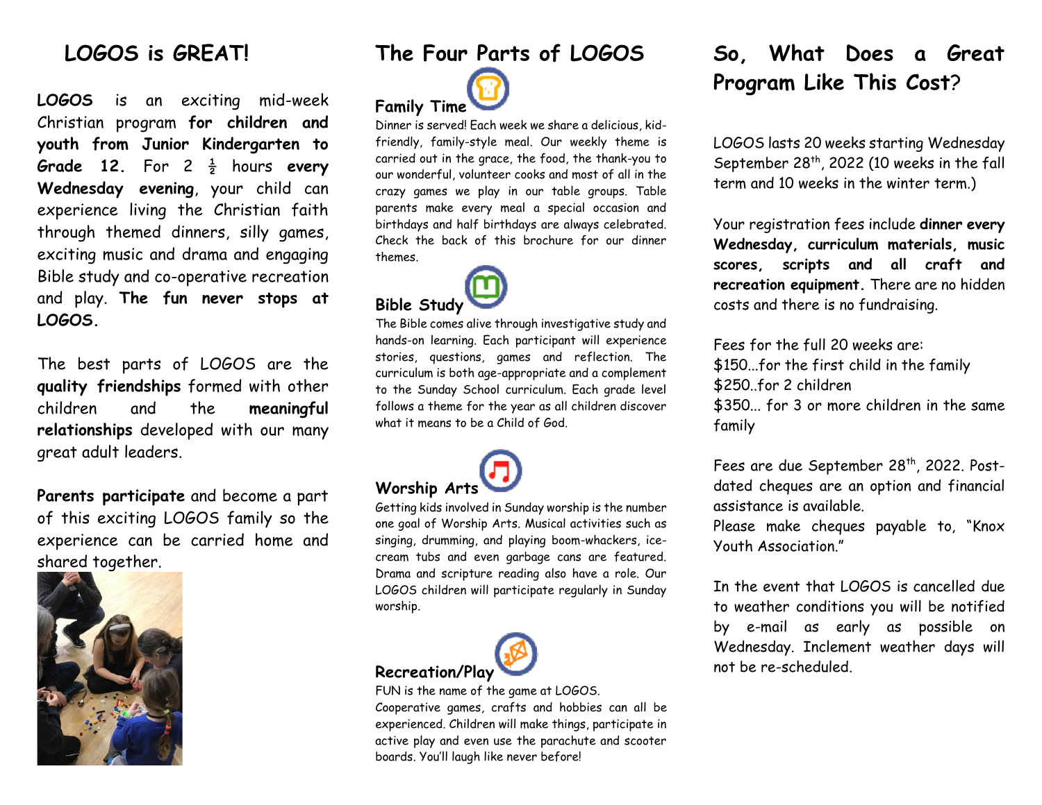# LOGOS is GREAT!

**LOGOS** is an exciting mid-week Christian program **for children and youth from Junior Kindergarten to Grade 12.** For 2 ½ hours **every Wednesday evening**, your child can experience living the Christian faith through themed dinners, silly games, exciting music and drama and engaging Bible study and co-operative recreation and play. **The fun never stops at LOGOS.**

The best parts of LOGOS are the **quality friendships** formed with other children and the **meaningful relationships** developed with our many great adult leaders.

**Parents participate** and become a part of this exciting LOGOS family so the experience can be carried home and shared together.

# The Four Parts of LOGOS

## Family Time

Dinner is served! Each week we share a delicious, kid-friendly, family-style meal. Our weekly theme is carried out in the grace, the food, the thank-you to our wonderful, volunteer cooks and most of all in the crazy games we play in our table groups. Table parents make every meal a special occasion and birthdays and half birthdays are always celebrated. Check the back of this brochure for our dinner themes.

## Bible Study

The Bible comes alive through investigative study and hands-on learning. Each participant will experience stories, questions, games and reflection. The curriculum is both age-appropriate and a complement to the Sunday School curriculum. Each grade level follows a theme for the year as all children discover what it means to be a Child of God.

## Worship Arts

Getting involved in Sunday worship is the number one goal of Worship Arts. Musical activities such as singing, drumming, and playing boom-whackers, ice-cream tubs and even garbage cans are featured. Drama and scripture reading also have a role. Our LOGOS children will participate regularly in Sunday worship.

## Recreation/Play

FUN is the name of the game at LOGOS.
Cooperative games, crafts and hobbies can all be experienced. Children will make things, participate in active play and even use the parachute and scooter boards. You'll laugh like never before!

# So, What Does a Great Program Like This Cost?

LOGOS lasts 20 weeks starting Wednesday September 28th, 2022 (10 weeks in the fall term and 10 weeks in the winter term.)

Your registration fees include **dinner every Wednesday, curriculum materials, music scores, scripts and all craft and recreation equipment.** There are no hidden costs and there is no fundraising.

Fees for the full 20 weeks are:
$150...for the first child in the family
$250..for 2 children
$350... for 3 or more children in the same family

Fees are due September 28th, 2022. Post-dated cheques are an option and financial assistance is available.
Please make cheques payable to, "Knox Youth Association."

In the event that LOGOS is cancelled due to weather conditions you will be notified by e-mail as early as possible on Wednesday. Inclement weather days will not be re-scheduled.